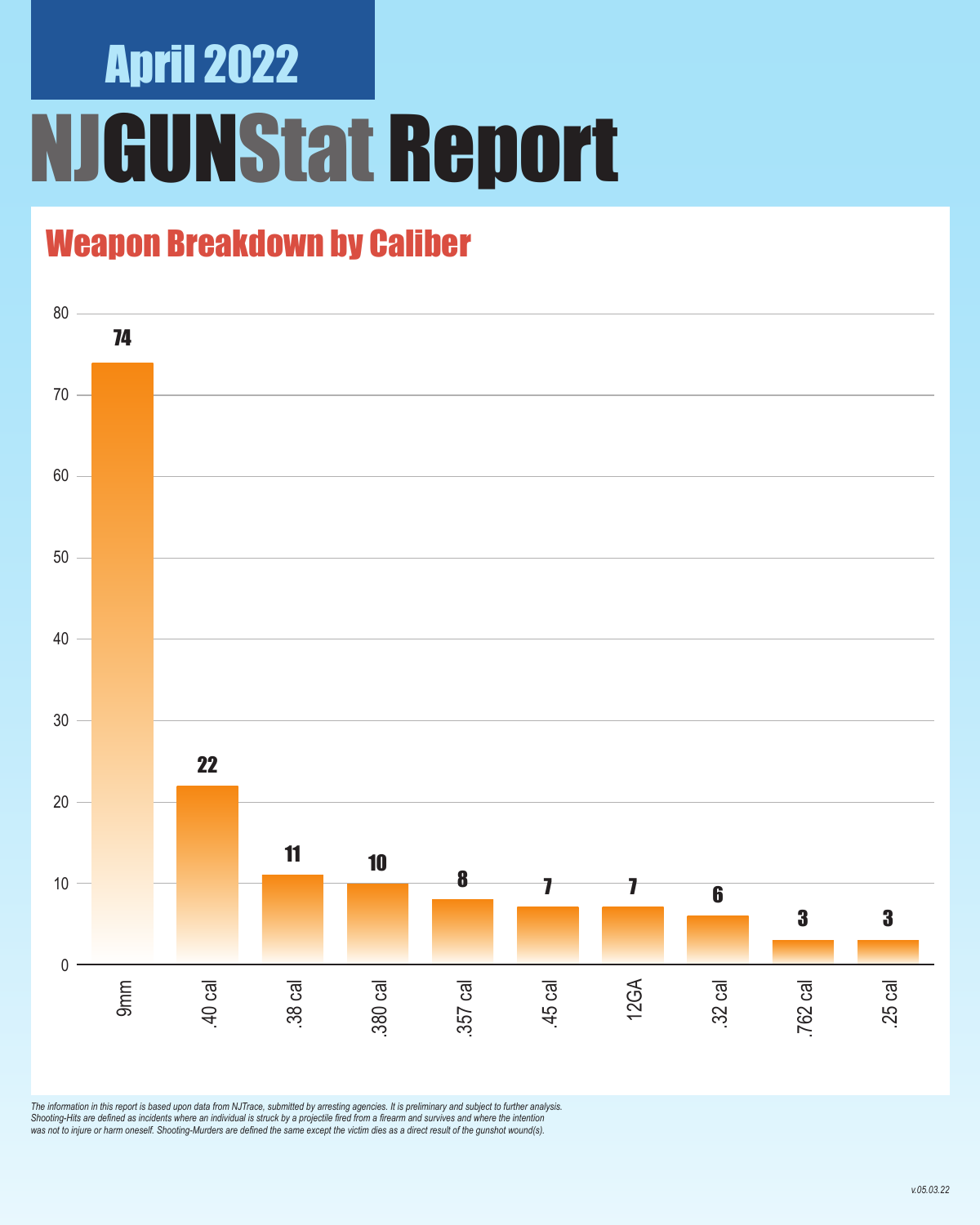# April 2022

# NJGUNStat Report

## Weapon Breakdown by Caliber

| Caliber | Count |
|---|---|
| 9mm | 74 |
| .40 cal | 22 |
| .38 cal | 11 |
| .380 cal | 10 |
| .357 cal | 8 |
| .45 cal | 7 |
| 12GA | 7 |
| .32 cal | 6 |
| .762 cal | 3 |
| .25 cal | 3 |

*The information in this report is based upon data from NJTrace, submitted by arresting agencies. It is preliminary and subject to further analysis. Shooting-Hits are defined as incidents where an individual is struck by a projectile fired from a firearm and survives and where the intention was not to injure or harm oneself. Shooting-Murders are defined the same except the victim dies as a direct result of the gunshot wound(s).*

*v.05.03.22*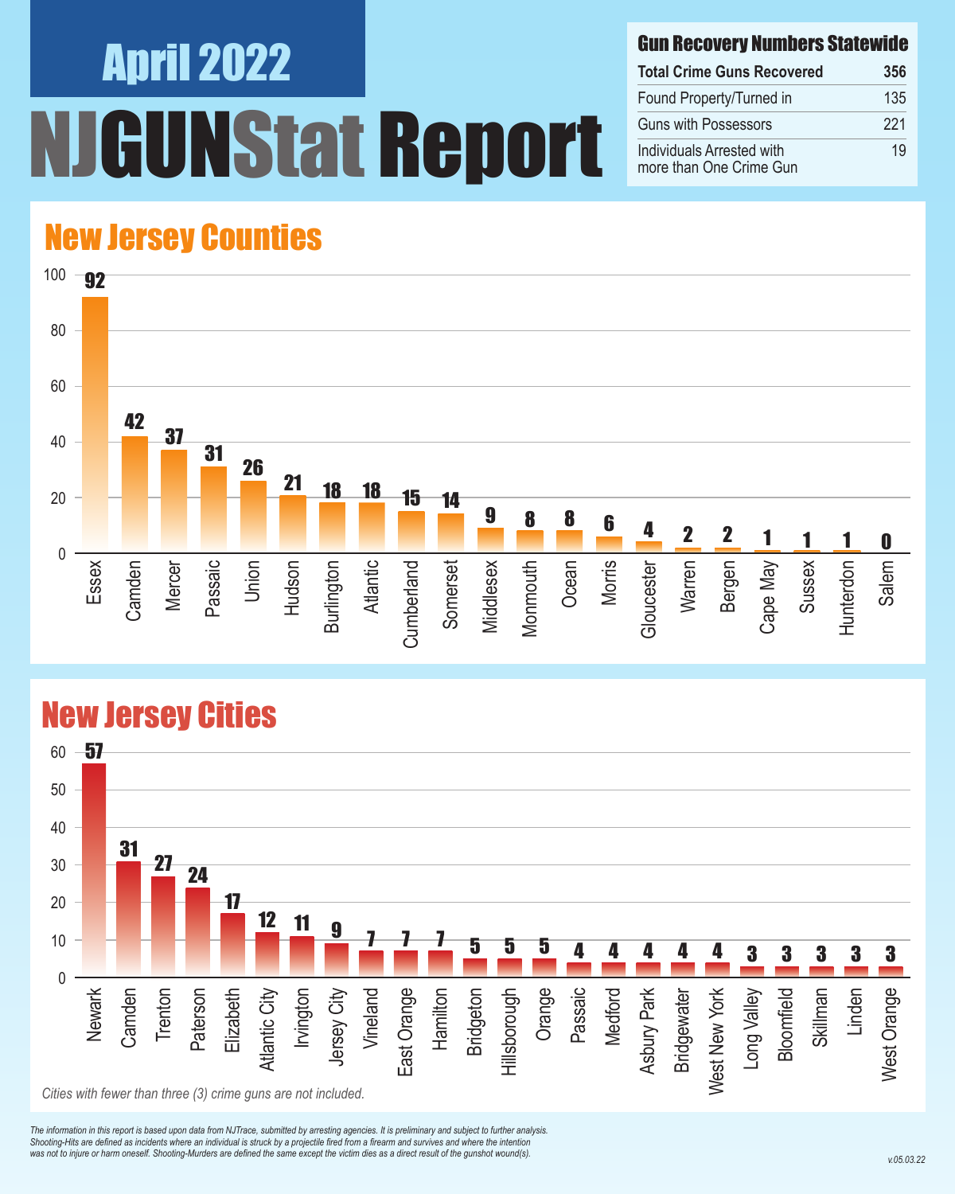# April 2022

# NJGUNStat Report

## Gun Recovery Numbers Statewide

| Total Crime Guns Recovered | 356 |
| --- | --- |
| Found Property/Turned in | 135 |
| Guns with Possessors | 221 |
| Individuals Arrested with more than One Crime Gun | 19 |

## New Jersey Counties

| County | Crime Guns |
| --- | --- |
| Essex | 92 |
| Camden | 42 |
| Mercer | 37 |
| Passaic | 31 |
| Union | 26 |
| Hudson | 21 |
| Burlington | 18 |
| Atlantic | 18 |
| Cumberland | 15 |
| Somerset | 14 |
| Middlesex | 9 |
| Monmouth | 8 |
| Ocean | 8 |
| Morris | 6 |
| Gloucester | 4 |
| Warren | 2 |
| Bergen | 2 |
| Cape May | 1 |
| Sussex | 1 |
| Hunterdon | 1 |
| Salem | 0 |

## New Jersey Cities

| City | Crime Guns |
| --- | --- |
| Newark | 57 |
| Camden | 31 |
| Trenton | 27 |
| Paterson | 24 |
| Elizabeth | 17 |
| Atlantic City | 12 |
| Irvington | 11 |
| Jersey City | 9 |
| Vineland | 7 |
| East Orange | 7 |
| Hamilton | 7 |
| Bridgeton | 5 |
| Hillsborough | 5 |
| Orange | 5 |
| Passaic | 4 |
| Medford | 4 |
| Asbury Park | 4 |
| Bridgewater | 4 |
| West New York | 4 |
| Long Valley | 3 |
| Bloomfield | 3 |
| Skillman | 3 |
| Linden | 3 |
| West Orange | 3 |

*Cities with fewer than three (3) crime guns are not included.*

*The information in this report is based upon data from NJTrace, submitted by arresting agencies. It is preliminary and subject to further analysis. Shooting-Hits are defined as incidents where an individual is struck by a projectile fired from a firearm and survives and where the intention was not to injure or harm oneself. Shooting-Murders are defined the same except the victim dies as a direct result of the gunshot wound(s).*

v.05.03.22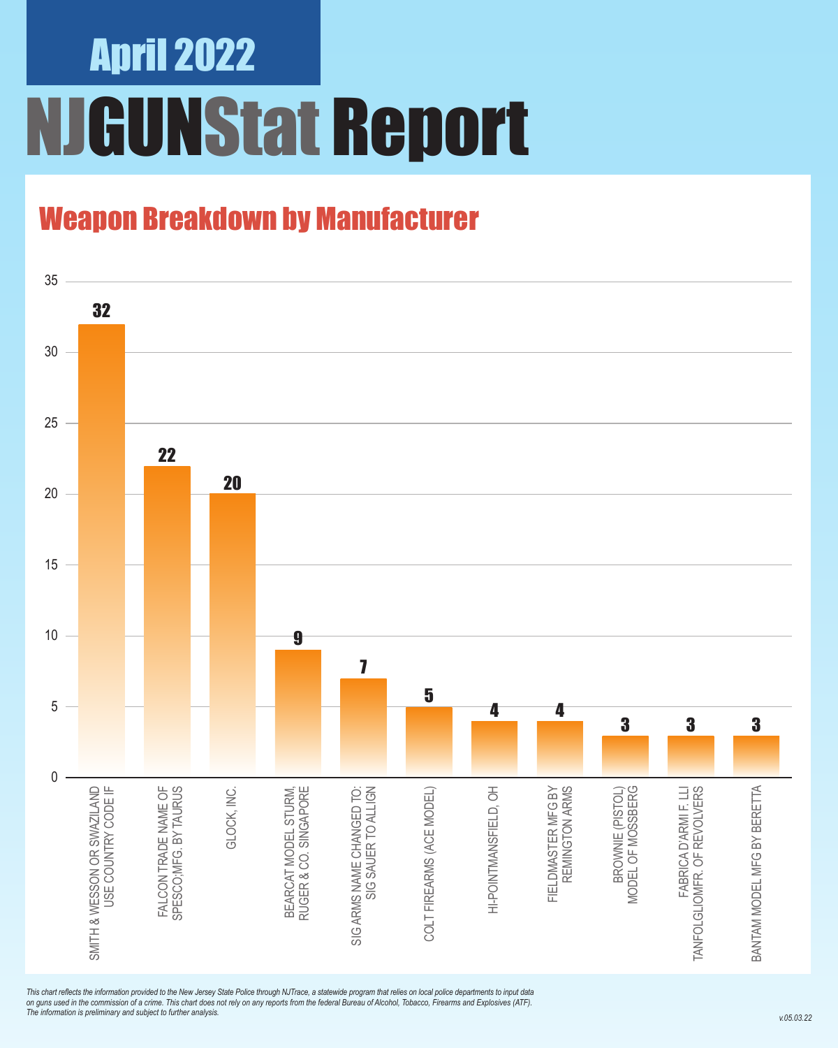April 2022

# NJGUNStat Report

## Weapon Breakdown by Manufacturer

| Manufacturer | Count |
|---|---|
| SMITH & WESSON OR SWAZILAND USE COUNTRY CODE IF | 32 |
| FALCON TRADE NAME OF SPESCO;MFG. BY TAURUS | 22 |
| GLOCK, INC. | 20 |
| BEARCAT MODEL STURM, RUGER & CO. SINGAPORE | 9 |
| SIG ARMS NAME CHANGED TO: SIG SAUER TO ALL IGN | 7 |
| COLT FIREARMS (ACE MODEL) | 5 |
| HI-POINTMANSFIELD, OH | 4 |
| FIELDMASTER MFG BY REMINGTON ARMS | 4 |
| BROWNIE (PISTOL) MODEL OF MOSSBERG | 3 |
| FABRICA D'ARMI F. LLI TANFOLGLIOMFR. OF REVOLVERS | 3 |
| BANTAM MODEL MFG BY BERETTA | 3 |

*This chart reflects the information provided to the New Jersey State Police through NJTrace, a statewide program that relies on local police departments to input data on guns used in the commission of a crime. This chart does not rely on any reports from the federal Bureau of Alcohol, Tobacco, Firearms and Explosives (ATF). The information is preliminary and subject to further analysis.*

v.05.03.22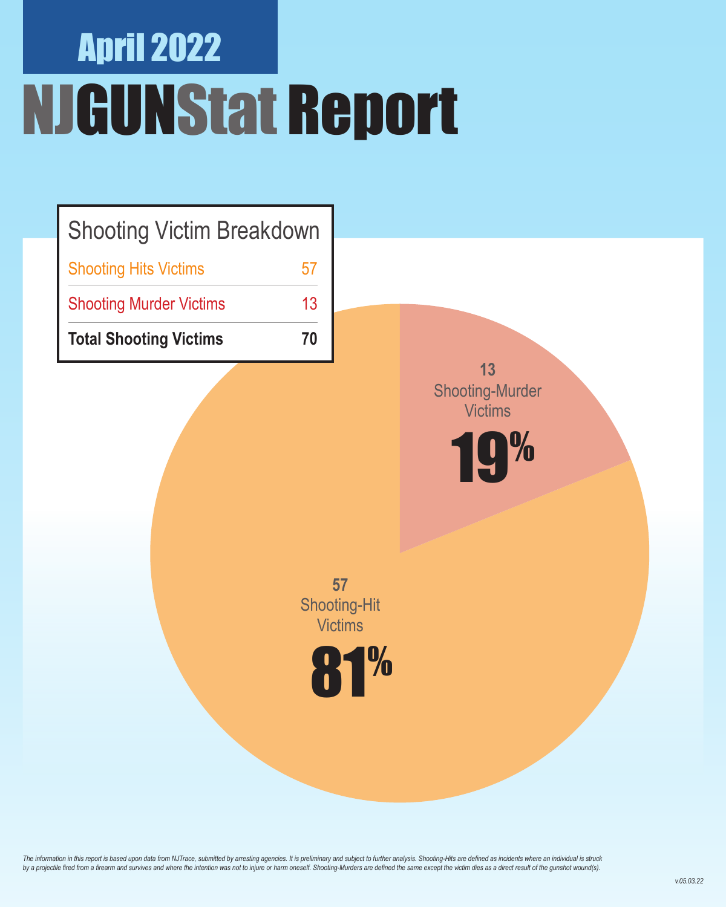April 2022

# NJGUNStat Report

## Shooting Victim Breakdown

| | |
|---|---|
| Shooting Hits Victims | 57 |
| Shooting Murder Victims | 13 |
| **Total Shooting Victims** | **70** |

13
Shooting-Murder Victims
19%

57
Shooting-Hit Victims
81%

*The information in this report is based upon data from NJTrace, submitted by arresting agencies. It is preliminary and subject to further analysis. Shooting-Hits are defined as incidents where an individual is struck by a projectile fired from a firearm and survives and where the intention was not to injure or harm oneself. Shooting-Murders are defined the same except the victim dies as a direct result of the gunshot wound(s).*

v.05.03.22